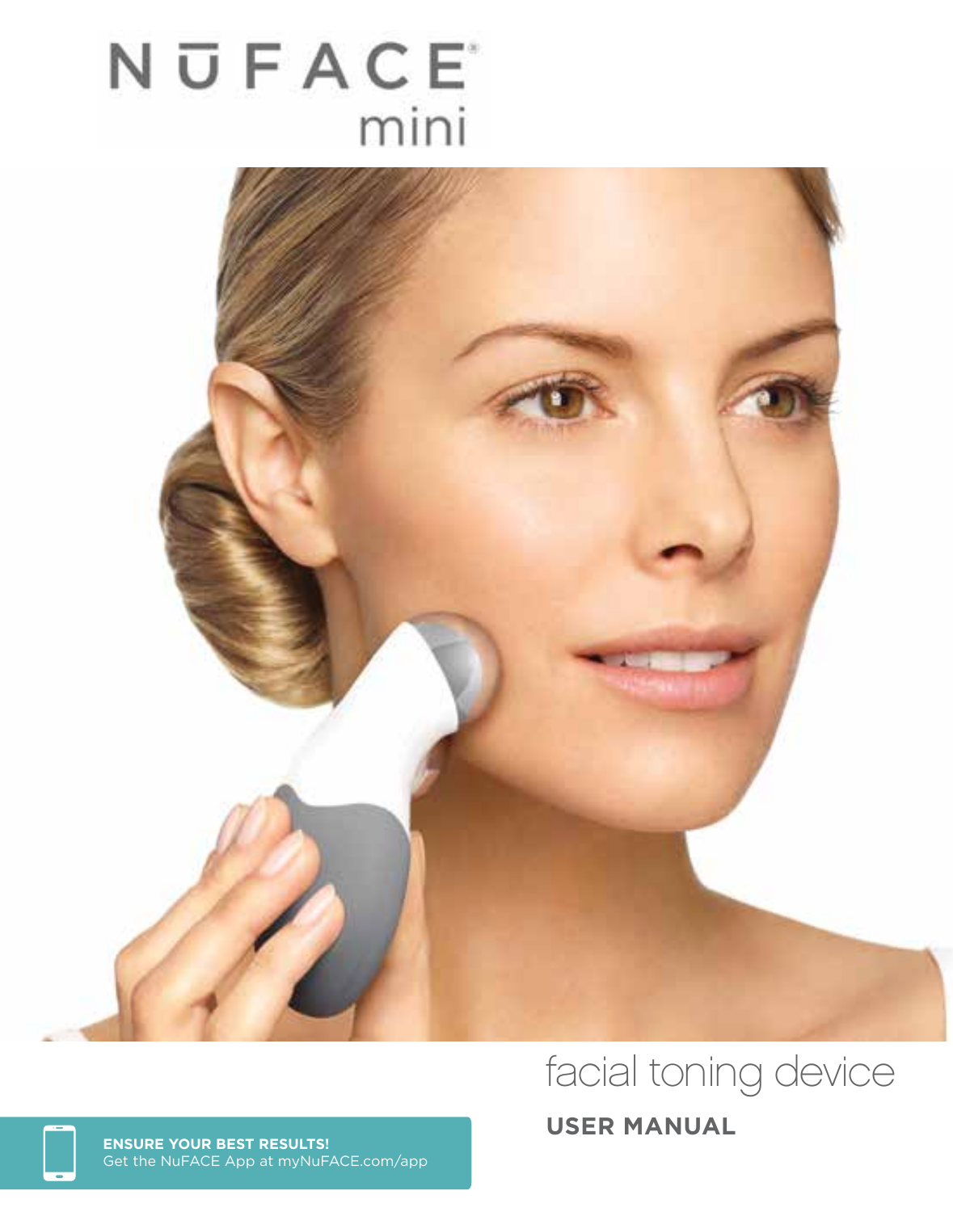# NuFACE mini

## facial toning device

**USER MANUAL**

**ENSURE YOUR BEST RESULTS!**
Get the NuFACE App at myNuFACE.com/app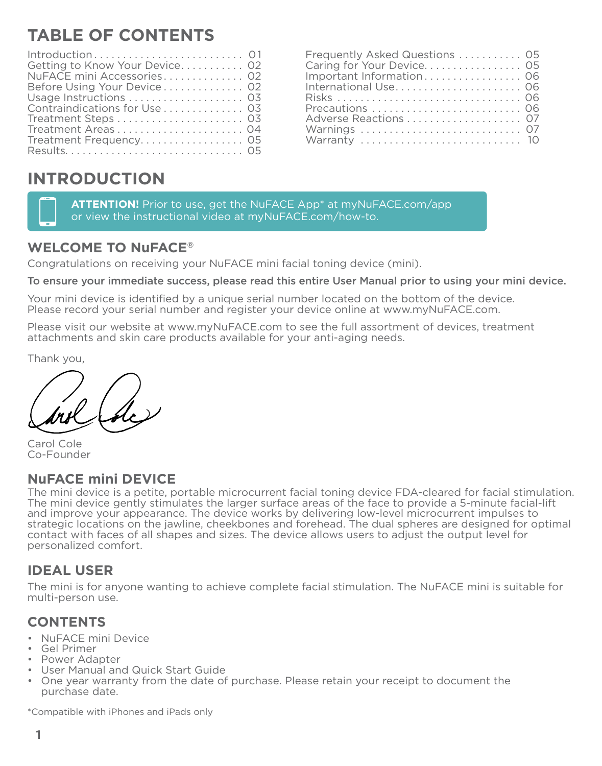# TABLE OF CONTENTS

| Section | Page |
|---|---|
| Introduction | 01 |
| Getting to Know Your Device | 02 |
| NuFACE mini Accessories | 02 |
| Before Using Your Device | 02 |
| Usage Instructions | 03 |
| Contraindications for Use | 03 |
| Treatment Steps | 03 |
| Treatment Areas | 04 |
| Treatment Frequency | 05 |
| Results | 05 |
| Frequently Asked Questions | 05 |
| Caring for Your Device | 05 |
| Important Information | 06 |
| International Use | 06 |
| Risks | 06 |
| Precautions | 06 |
| Adverse Reactions | 07 |
| Warnings | 07 |
| Warranty | 10 |

# INTRODUCTION

**ATTENTION!** Prior to use, get the NuFACE App* at myNuFACE.com/app or view the instructional video at myNuFACE.com/how-to.

## WELCOME TO NuFACE®

Congratulations on receiving your NuFACE mini facial toning device (mini).

**To ensure your immediate success, please read this entire User Manual prior to using your mini device.**

Your mini device is identified by a unique serial number located on the bottom of the device. Please record your serial number and register your device online at www.myNuFACE.com.

Please visit our website at www.myNuFACE.com to see the full assortment of devices, treatment attachments and skin care products available for your anti-aging needs.

Thank you,

Carol Cole
Co-Founder

## NuFACE mini DEVICE

The mini device is a petite, portable microcurrent facial toning device FDA-cleared for facial stimulation. The mini device gently stimulates the larger surface areas of the face to provide a 5-minute facial-lift and improve your appearance. The device works by delivering low-level microcurrent impulses to strategic locations on the jawline, cheekbones and forehead. The dual spheres are designed for optimal contact with faces of all shapes and sizes. The device allows users to adjust the output level for personalized comfort.

## IDEAL USER

The mini is for anyone wanting to achieve complete facial stimulation. The NuFACE mini is suitable for multi-person use.

## CONTENTS

- NuFACE mini Device
- Gel Primer
- Power Adapter
- User Manual and Quick Start Guide
- One year warranty from the date of purchase. Please retain your receipt to document the purchase date.

*Compatible with iPhones and iPads only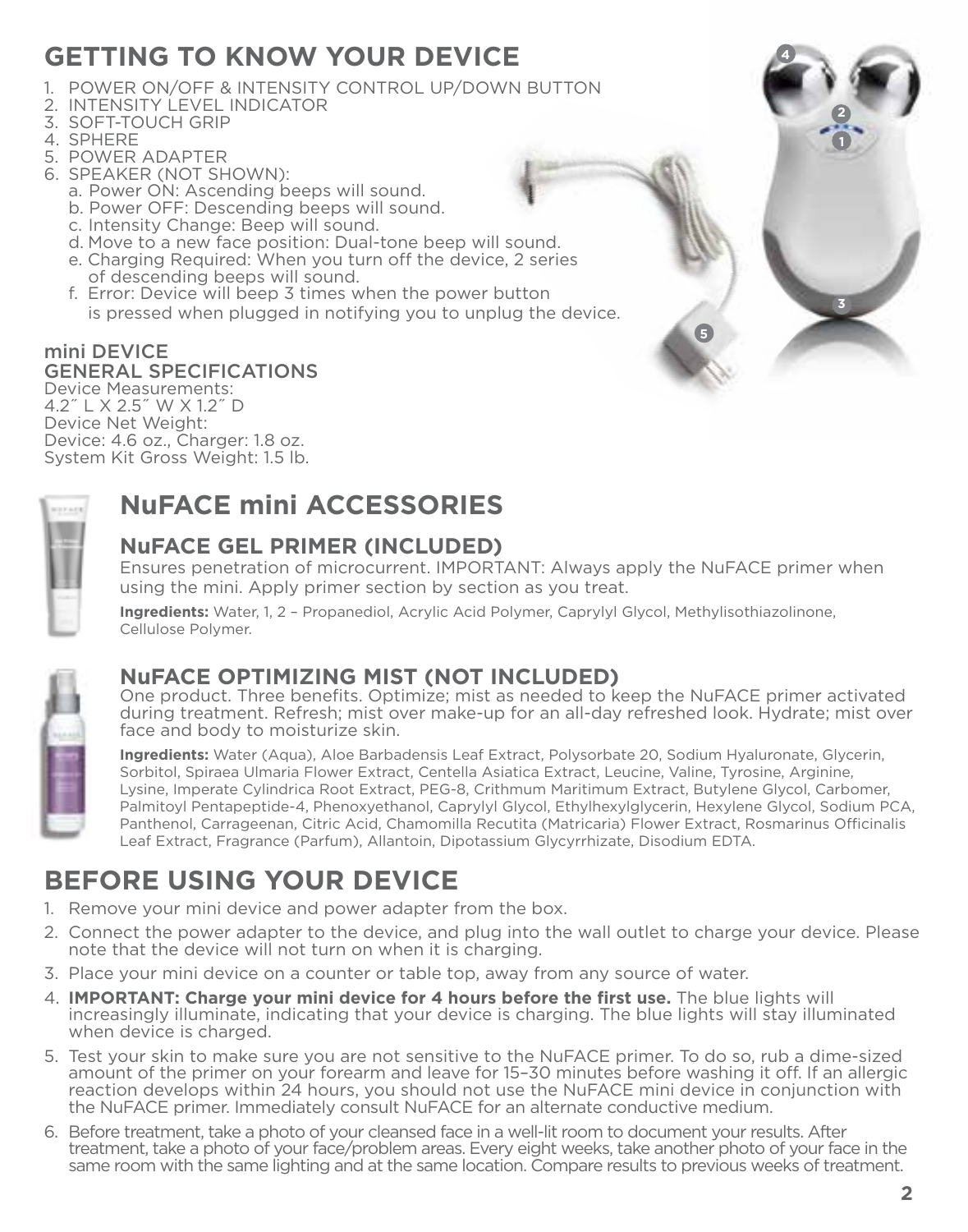## GETTING TO KNOW YOUR DEVICE

1. POWER ON/OFF & INTENSITY CONTROL UP/DOWN BUTTON
2. INTENSITY LEVEL INDICATOR
3. SOFT-TOUCH GRIP
4. SPHERE
5. POWER ADAPTER
6. SPEAKER (NOT SHOWN):
   a. Power ON: Ascending beeps will sound.
   b. Power OFF: Descending beeps will sound.
   c. Intensity Change: Beep will sound.
   d. Move to a new face position: Dual-tone beep will sound.
   e. Charging Required: When you turn off the device, 2 series of descending beeps will sound.
   f. Error: Device will beep 3 times when the power button is pressed when plugged in notifying you to unplug the device.

### mini DEVICE GENERAL SPECIFICATIONS

Device Measurements:
4.2″ L X 2.5″ W X 1.2″ D
Device Net Weight:
Device: 4.6 oz., Charger: 1.8 oz.
System Kit Gross Weight: 1.5 lb.

## NuFACE mini ACCESSORIES

### NuFACE GEL PRIMER (INCLUDED)

Ensures penetration of microcurrent. IMPORTANT: Always apply the NuFACE primer when using the mini. Apply primer section by section as you treat.

**Ingredients:** Water, 1, 2 – Propanediol, Acrylic Acid Polymer, Caprylyl Glycol, Methylisothiazolinone, Cellulose Polymer.

### NuFACE OPTIMIZING MIST (NOT INCLUDED)

One product. Three benefits. Optimize; mist as needed to keep the NuFACE primer activated during treatment. Refresh; mist over make-up for an all-day refreshed look. Hydrate; mist over face and body to moisturize skin.

**Ingredients:** Water (Aqua), Aloe Barbadensis Leaf Extract, Polysorbate 20, Sodium Hyaluronate, Glycerin, Sorbitol, Spiraea Ulmaria Flower Extract, Centella Asiatica Extract, Leucine, Valine, Tyrosine, Arginine, Lysine, Imperate Cylindrica Root Extract, PEG-8, Crithmum Maritimum Extract, Butylene Glycol, Carbomer, Palmitoyl Pentapeptide-4, Phenoxyethanol, Caprylyl Glycol, Ethylhexylglycerin, Hexylene Glycol, Sodium PCA, Panthenol, Carrageenan, Citric Acid, Chamomilla Recutita (Matricaria) Flower Extract, Rosmarinus Officinalis Leaf Extract, Fragrance (Parfum), Allantoin, Dipotassium Glycyrrhizate, Disodium EDTA.

## BEFORE USING YOUR DEVICE

1. Remove your mini device and power adapter from the box.
2. Connect the power adapter to the device, and plug into the wall outlet to charge your device. Please note that the device will not turn on when it is charging.
3. Place your mini device on a counter or table top, away from any source of water.
4. **IMPORTANT: Charge your mini device for 4 hours before the first use.** The blue lights will increasingly illuminate, indicating that your device is charging. The blue lights will stay illuminated when device is charged.
5. Test your skin to make sure you are not sensitive to the NuFACE primer. To do so, rub a dime-sized amount of the primer on your forearm and leave for 15–30 minutes before washing it off. If an allergic reaction develops within 24 hours, you should not use the NuFACE mini device in conjunction with the NuFACE primer. Immediately consult NuFACE for an alternate conductive medium.
6. Before treatment, take a photo of your cleansed face in a well-lit room to document your results. After treatment, take a photo of your face/problem areas. Every eight weeks, take another photo of your face in the same room with the same lighting and at the same location. Compare results to previous weeks of treatment.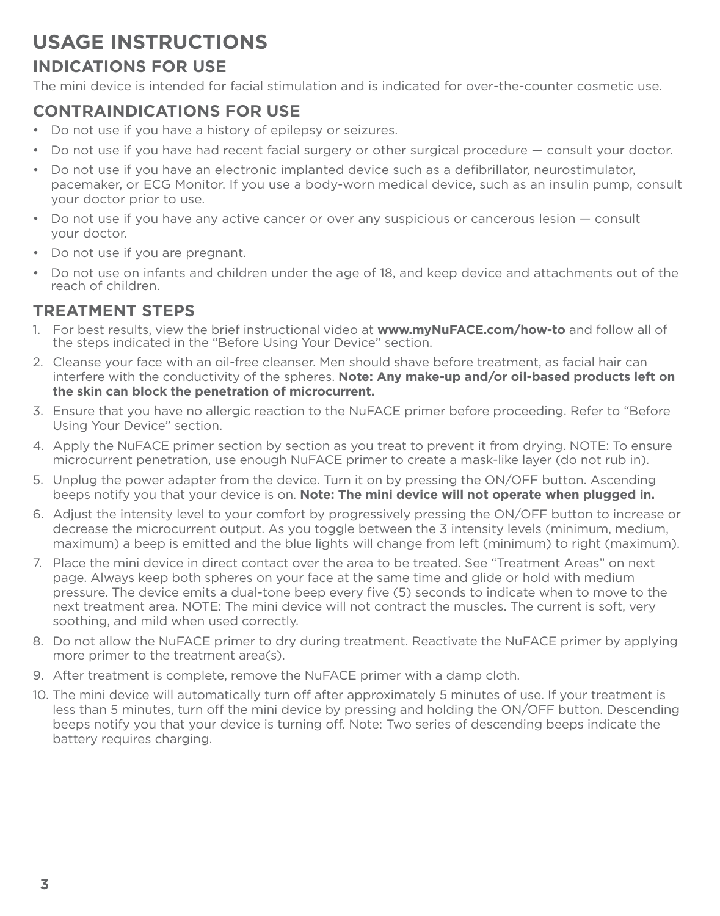# USAGE INSTRUCTIONS

## INDICATIONS FOR USE

The mini device is intended for facial stimulation and is indicated for over-the-counter cosmetic use.

## CONTRAINDICATIONS FOR USE

- Do not use if you have a history of epilepsy or seizures.
- Do not use if you have had recent facial surgery or other surgical procedure — consult your doctor.
- Do not use if you have an electronic implanted device such as a defibrillator, neurostimulator, pacemaker, or ECG Monitor. If you use a body-worn medical device, such as an insulin pump, consult your doctor prior to use.
- Do not use if you have any active cancer or over any suspicious or cancerous lesion — consult your doctor.
- Do not use if you are pregnant.
- Do not use on infants and children under the age of 18, and keep device and attachments out of the reach of children.

## TREATMENT STEPS

1. For best results, view the brief instructional video at **www.myNuFACE.com/how-to** and follow all of the steps indicated in the "Before Using Your Device" section.
2. Cleanse your face with an oil-free cleanser. Men should shave before treatment, as facial hair can interfere with the conductivity of the spheres. **Note: Any make-up and/or oil-based products left on the skin can block the penetration of microcurrent.**
3. Ensure that you have no allergic reaction to the NuFACE primer before proceeding. Refer to "Before Using Your Device" section.
4. Apply the NuFACE primer section by section as you treat to prevent it from drying. NOTE: To ensure microcurrent penetration, use enough NuFACE primer to create a mask-like layer (do not rub in).
5. Unplug the power adapter from the device. Turn it on by pressing the ON/OFF button. Ascending beeps notify you that your device is on. **Note: The mini device will not operate when plugged in.**
6. Adjust the intensity level to your comfort by progressively pressing the ON/OFF button to increase or decrease the microcurrent output. As you toggle between the 3 intensity levels (minimum, medium, maximum) a beep is emitted and the blue lights will change from left (minimum) to right (maximum).
7. Place the mini device in direct contact over the area to be treated. See "Treatment Areas" on next page. Always keep both spheres on your face at the same time and glide or hold with medium pressure. The device emits a dual-tone beep every five (5) seconds to indicate when to move to the next treatment area. NOTE: The mini device will not contract the muscles. The current is soft, very soothing, and mild when used correctly.
8. Do not allow the NuFACE primer to dry during treatment. Reactivate the NuFACE primer by applying more primer to the treatment area(s).
9. After treatment is complete, remove the NuFACE primer with a damp cloth.
10. The mini device will automatically turn off after approximately 5 minutes of use. If your treatment is less than 5 minutes, turn off the mini device by pressing and holding the ON/OFF button. Descending beeps notify you that your device is turning off. Note: Two series of descending beeps indicate the battery requires charging.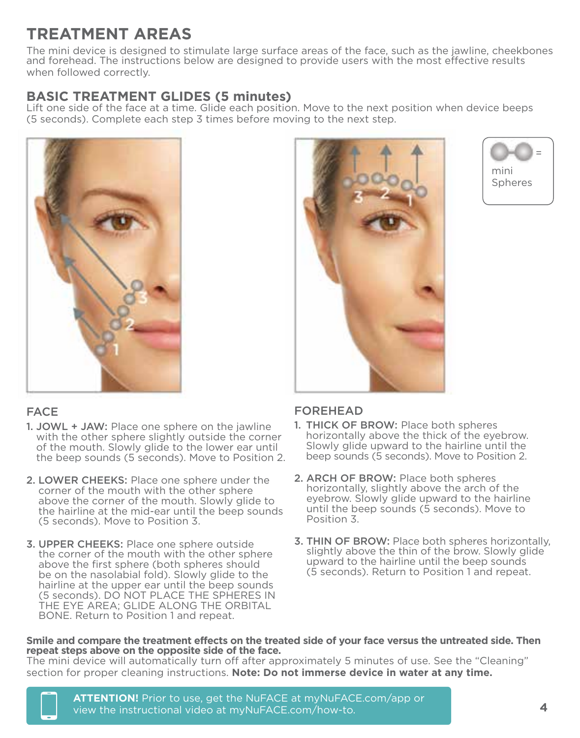# TREATMENT AREAS

The mini device is designed to stimulate large surface areas of the face, such as the jawline, cheekbones and forehead. The instructions below are designed to provide users with the most effective results when followed correctly.

## BASIC TREATMENT GLIDES (5 minutes)

Lift one side of the face at a time. Glide each position. Move to the next position when device beeps (5 seconds). Complete each step 3 times before moving to the next step.

= mini Spheres

### FACE

1. **JOWL + JAW:** Place one sphere on the jawline with the other sphere slightly outside the corner of the mouth. Slowly glide to the lower ear until the beep sounds (5 seconds). Move to Position 2.

2. **LOWER CHEEKS:** Place one sphere under the corner of the mouth with the other sphere above the corner of the mouth. Slowly glide to the hairline at the mid-ear until the beep sounds (5 seconds). Move to Position 3.

3. **UPPER CHEEKS:** Place one sphere outside the corner of the mouth with the other sphere above the first sphere (both spheres should be on the nasolabial fold). Slowly glide to the hairline at the upper ear until the beep sounds (5 seconds). DO NOT PLACE THE SPHERES IN THE EYE AREA; GLIDE ALONG THE ORBITAL BONE. Return to Position 1 and repeat.

### FOREHEAD

1. **THICK OF BROW:** Place both spheres horizontally above the thick of the eyebrow. Slowly glide upward to the hairline until the beep sounds (5 seconds). Move to Position 2.

2. **ARCH OF BROW:** Place both spheres horizontally, slightly above the arch of the eyebrow. Slowly glide upward to the hairline until the beep sounds (5 seconds). Move to Position 3.

3. **THIN OF BROW:** Place both spheres horizontally, slightly above the thin of the brow. Slowly glide upward to the hairline until the beep sounds (5 seconds). Return to Position 1 and repeat.

**Smile and compare the treatment effects on the treated side of your face versus the untreated side. Then repeat steps above on the opposite side of the face.**

The mini device will automatically turn off after approximately 5 minutes of use. See the "Cleaning" section for proper cleaning instructions. **Note: Do not immerse device in water at any time.**

**ATTENTION!** Prior to use, get the NuFACE at myNuFACE.com/app or view the instructional video at myNuFACE.com/how-to.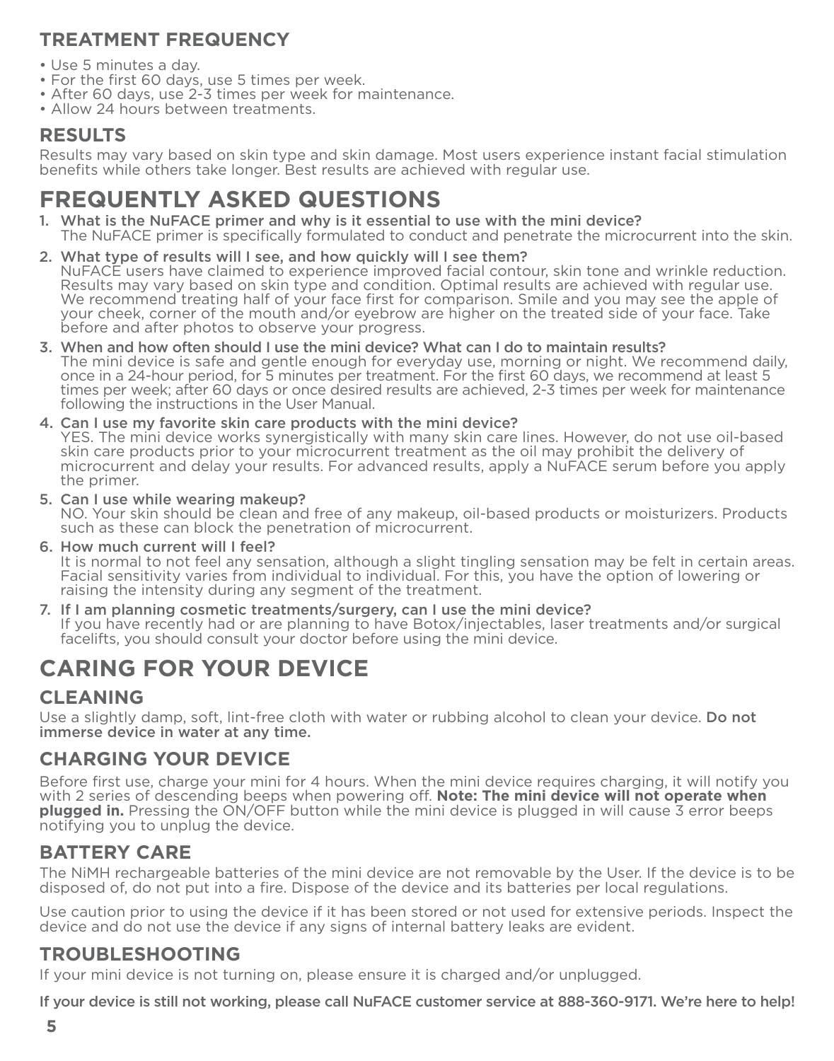## TREATMENT FREQUENCY

- Use 5 minutes a day.
- For the first 60 days, use 5 times per week.
- After 60 days, use 2-3 times per week for maintenance.
- Allow 24 hours between treatments.

## RESULTS

Results may vary based on skin type and skin damage. Most users experience instant facial stimulation benefits while others take longer. Best results are achieved with regular use.

# FREQUENTLY ASKED QUESTIONS

1. What is the NuFACE primer and why is it essential to use with the mini device?
   The NuFACE primer is specifically formulated to conduct and penetrate the microcurrent into the skin.
2. What type of results will I see, and how quickly will I see them?
   NuFACE users have claimed to experience improved facial contour, skin tone and wrinkle reduction. Results may vary based on skin type and condition. Optimal results are achieved with regular use. We recommend treating half of your face first for comparison. Smile and you may see the apple of your cheek, corner of the mouth and/or eyebrow are higher on the treated side of your face. Take before and after photos to observe your progress.
3. When and how often should I use the mini device? What can I do to maintain results?
   The mini device is safe and gentle enough for everyday use, morning or night. We recommend daily, once in a 24-hour period, for 5 minutes per treatment. For the first 60 days, we recommend at least 5 times per week; after 60 days or once desired results are achieved, 2-3 times per week for maintenance following the instructions in the User Manual.
4. Can I use my favorite skin care products with the mini device?
   YES. The mini device works synergistically with many skin care lines. However, do not use oil-based skin care products prior to your microcurrent treatment as the oil may prohibit the delivery of microcurrent and delay your results. For advanced results, apply a NuFACE serum before you apply the primer.
5. Can I use while wearing makeup?
   NO. Your skin should be clean and free of any makeup, oil-based products or moisturizers. Products such as these can block the penetration of microcurrent.
6. How much current will I feel?
   It is normal to not feel any sensation, although a slight tingling sensation may be felt in certain areas. Facial sensitivity varies from individual to individual. For this, you have the option of lowering or raising the intensity during any segment of the treatment.
7. If I am planning cosmetic treatments/surgery, can I use the mini device?
   If you have recently had or are planning to have Botox/injectables, laser treatments and/or surgical facelifts, you should consult your doctor before using the mini device.

# CARING FOR YOUR DEVICE

## CLEANING

Use a slightly damp, soft, lint-free cloth with water or rubbing alcohol to clean your device. Do not immerse device in water at any time.

## CHARGING YOUR DEVICE

Before first use, charge your mini for 4 hours. When the mini device requires charging, it will notify you with 2 series of descending beeps when powering off. **Note: The mini device will not operate when plugged in.** Pressing the ON/OFF button while the mini device is plugged in will cause 3 error beeps notifying you to unplug the device.

## BATTERY CARE

The NiMH rechargeable batteries of the mini device are not removable by the User. If the device is to be disposed of, do not put into a fire. Dispose of the device and its batteries per local regulations.

Use caution prior to using the device if it has been stored or not used for extensive periods. Inspect the device and do not use the device if any signs of internal battery leaks are evident.

## TROUBLESHOOTING

If your mini device is not turning on, please ensure it is charged and/or unplugged.

If your device is still not working, please call NuFACE customer service at 888-360-9171. We're here to help!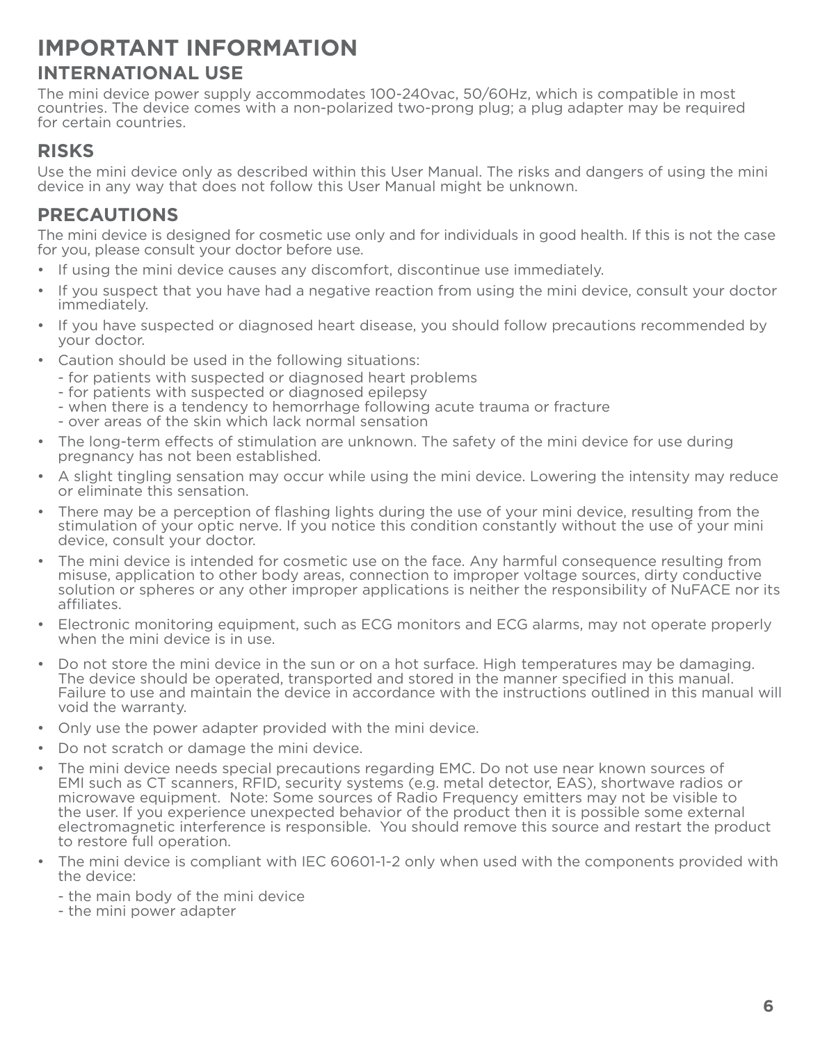# IMPORTANT INFORMATION

## INTERNATIONAL USE

The mini device power supply accommodates 100-240vac, 50/60Hz, which is compatible in most countries. The device comes with a non-polarized two-prong plug; a plug adapter may be required for certain countries.

## RISKS

Use the mini device only as described within this User Manual. The risks and dangers of using the mini device in any way that does not follow this User Manual might be unknown.

## PRECAUTIONS

The mini device is designed for cosmetic use only and for individuals in good health. If this is not the case for you, please consult your doctor before use.

- If using the mini device causes any discomfort, discontinue use immediately.
- If you suspect that you have had a negative reaction from using the mini device, consult your doctor immediately.
- If you have suspected or diagnosed heart disease, you should follow precautions recommended by your doctor.
- Caution should be used in the following situations:
  - for patients with suspected or diagnosed heart problems
  - for patients with suspected or diagnosed epilepsy
  - when there is a tendency to hemorrhage following acute trauma or fracture
  - over areas of the skin which lack normal sensation
- The long-term effects of stimulation are unknown. The safety of the mini device for use during pregnancy has not been established.
- A slight tingling sensation may occur while using the mini device. Lowering the intensity may reduce or eliminate this sensation.
- There may be a perception of flashing lights during the use of your mini device, resulting from the stimulation of your optic nerve. If you notice this condition constantly without the use of your mini device, consult your doctor.
- The mini device is intended for cosmetic use on the face. Any harmful consequence resulting from misuse, application to other body areas, connection to improper voltage sources, dirty conductive solution or spheres or any other improper applications is neither the responsibility of NuFACE nor its affiliates.
- Electronic monitoring equipment, such as ECG monitors and ECG alarms, may not operate properly when the mini device is in use.
- Do not store the mini device in the sun or on a hot surface. High temperatures may be damaging. The device should be operated, transported and stored in the manner specified in this manual. Failure to use and maintain the device in accordance with the instructions outlined in this manual will void the warranty.
- Only use the power adapter provided with the mini device.
- Do not scratch or damage the mini device.
- The mini device needs special precautions regarding EMC. Do not use near known sources of EMI such as CT scanners, RFID, security systems (e.g. metal detector, EAS), shortwave radios or microwave equipment. Note: Some sources of Radio Frequency emitters may not be visible to the user. If you experience unexpected behavior of the product then it is possible some external electromagnetic interference is responsible. You should remove this source and restart the product to restore full operation.
- The mini device is compliant with IEC 60601-1-2 only when used with the components provided with the device:
  - the main body of the mini device
  - the mini power adapter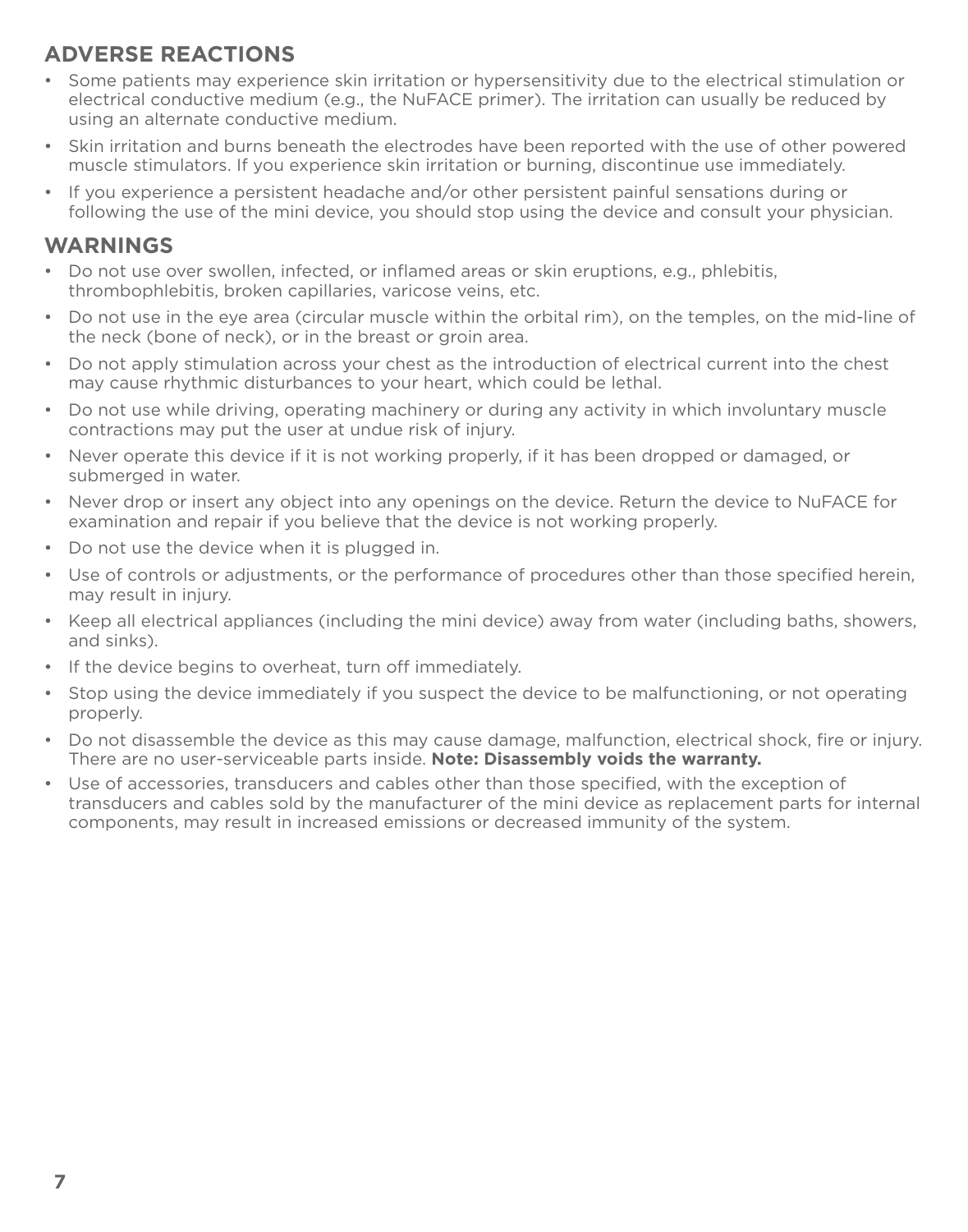## ADVERSE REACTIONS

- Some patients may experience skin irritation or hypersensitivity due to the electrical stimulation or electrical conductive medium (e.g., the NuFACE primer). The irritation can usually be reduced by using an alternate conductive medium.
- Skin irritation and burns beneath the electrodes have been reported with the use of other powered muscle stimulators. If you experience skin irritation or burning, discontinue use immediately.
- If you experience a persistent headache and/or other persistent painful sensations during or following the use of the mini device, you should stop using the device and consult your physician.

## WARNINGS

- Do not use over swollen, infected, or inflamed areas or skin eruptions, e.g., phlebitis, thrombophlebitis, broken capillaries, varicose veins, etc.
- Do not use in the eye area (circular muscle within the orbital rim), on the temples, on the mid-line of the neck (bone of neck), or in the breast or groin area.
- Do not apply stimulation across your chest as the introduction of electrical current into the chest may cause rhythmic disturbances to your heart, which could be lethal.
- Do not use while driving, operating machinery or during any activity in which involuntary muscle contractions may put the user at undue risk of injury.
- Never operate this device if it is not working properly, if it has been dropped or damaged, or submerged in water.
- Never drop or insert any object into any openings on the device. Return the device to NuFACE for examination and repair if you believe that the device is not working properly.
- Do not use the device when it is plugged in.
- Use of controls or adjustments, or the performance of procedures other than those specified herein, may result in injury.
- Keep all electrical appliances (including the mini device) away from water (including baths, showers, and sinks).
- If the device begins to overheat, turn off immediately.
- Stop using the device immediately if you suspect the device to be malfunctioning, or not operating properly.
- Do not disassemble the device as this may cause damage, malfunction, electrical shock, fire or injury. There are no user-serviceable parts inside. **Note: Disassembly voids the warranty.**
- Use of accessories, transducers and cables other than those specified, with the exception of transducers and cables sold by the manufacturer of the mini device as replacement parts for internal components, may result in increased emissions or decreased immunity of the system.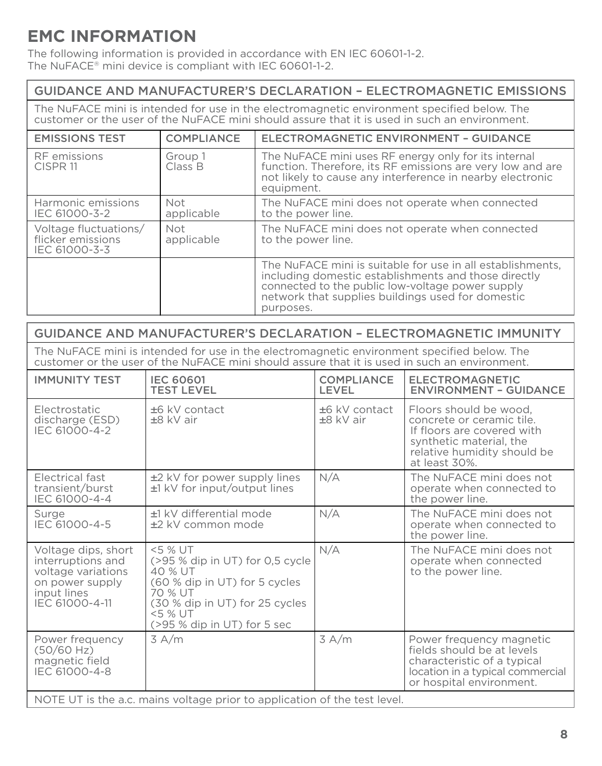# EMC INFORMATION

The following information is provided in accordance with EN IEC 60601-1-2.
The NuFACE® mini device is compliant with IEC 60601-1-2.

| GUIDANCE AND MANUFACTURER'S DECLARATION – ELECTROMAGNETIC EMISSIONS | | |
|---|---|---|
| The NuFACE mini is intended for use in the electromagnetic environment specified below. The customer or the user of the NuFACE mini should assure that it is used in such an environment. | | |
| **EMISSIONS TEST** | **COMPLIANCE** | **ELECTROMAGNETIC ENVIRONMENT – GUIDANCE** |
| RF emissions CISPR 11 | Group 1 Class B | The NuFACE mini uses RF energy only for its internal function. Therefore, its RF emissions are very low and are not likely to cause any interference in nearby electronic equipment. |
| Harmonic emissions IEC 61000-3-2 | Not applicable | The NuFACE mini does not operate when connected to the power line. |
| Voltage fluctuations/ flicker emissions IEC 61000-3-3 | Not applicable | The NuFACE mini does not operate when connected to the power line. |
| | | The NuFACE mini is suitable for use in all establishments, including domestic establishments and those directly connected to the public low-voltage power supply network that supplies buildings used for domestic purposes. |

| GUIDANCE AND MANUFACTURER'S DECLARATION – ELECTROMAGNETIC IMMUNITY | | | |
|---|---|---|---|
| The NuFACE mini is intended for use in the electromagnetic environment specified below. The customer or the user of the NuFACE mini should assure that it is used in such an environment. | | | |
| **IMMUNITY TEST** | **IEC 60601 TEST LEVEL** | **COMPLIANCE LEVEL** | **ELECTROMAGNETIC ENVIRONMENT – GUIDANCE** |
| Electrostatic discharge (ESD) IEC 61000-4-2 | ±6 kV contact ±8 kV air | ±6 kV contact ±8 kV air | Floors should be wood, concrete or ceramic tile. If floors are covered with synthetic material, the relative humidity should be at least 30%. |
| Electrical fast transient/burst IEC 61000-4-4 | ±2 kV for power supply lines ±1 kV for input/output lines | N/A | The NuFACE mini does not operate when connected to the power line. |
| Surge IEC 61000-4-5 | ±1 kV differential mode ±2 kV common mode | N/A | The NuFACE mini does not operate when connected to the power line. |
| Voltage dips, short interruptions and voltage variations on power supply input lines IEC 61000-4-11 | <5 % UT (>95 % dip in UT) for 0,5 cycle 40 % UT (60 % dip in UT) for 5 cycles 70 % UT (30 % dip in UT) for 25 cycles <5 % UT (>95 % dip in UT) for 5 sec | N/A | The NuFACE mini does not operate when connected to the power line. |
| Power frequency (50/60 Hz) magnetic field IEC 61000-4-8 | 3 A/m | 3 A/m | Power frequency magnetic fields should be at levels characteristic of a typical location in a typical commercial or hospital environment. |
| NOTE UT is the a.c. mains voltage prior to application of the test level. | | | |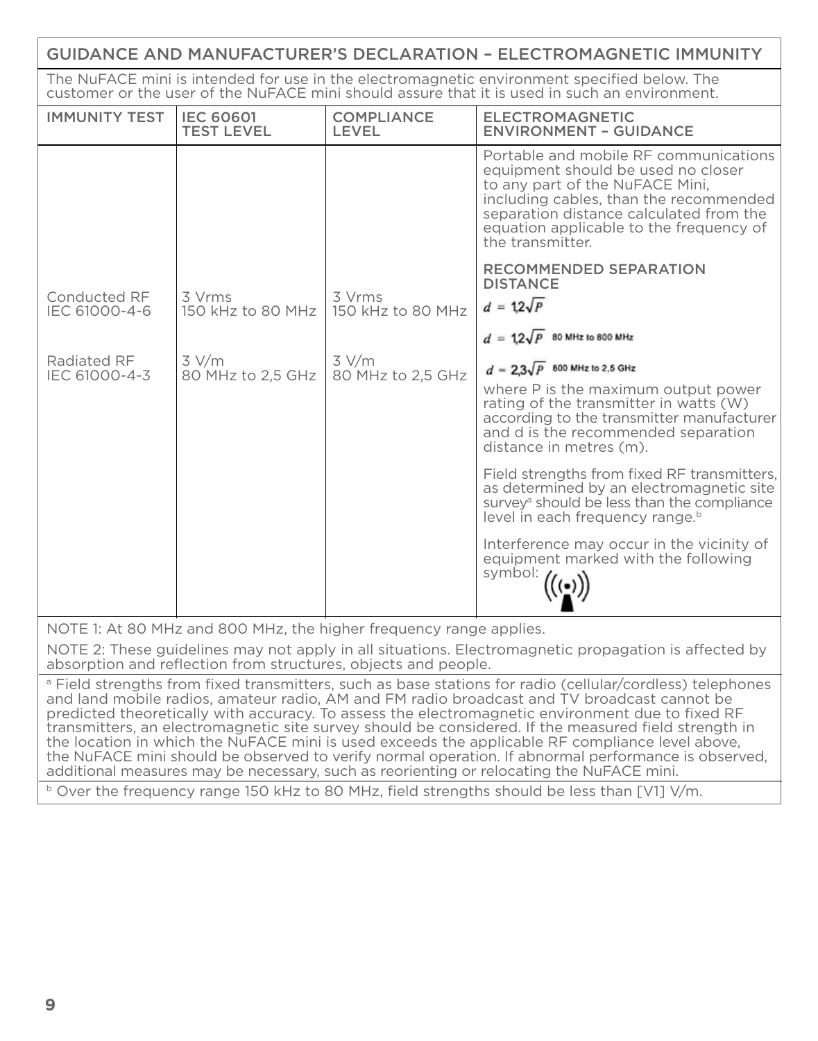## GUIDANCE AND MANUFACTURER'S DECLARATION – ELECTROMAGNETIC IMMUNITY

The NuFACE mini is intended for use in the electromagnetic environment specified below. The customer or the user of the NuFACE mini should assure that it is used in such an environment.

| IMMUNITY TEST | IEC 60601 TEST LEVEL | COMPLIANCE LEVEL | ELECTROMAGNETIC ENVIRONMENT – GUIDANCE |
|---|---|---|---|
| | | | Portable and mobile RF communications equipment should be used no closer to any part of the NuFACE Mini, including cables, than the recommended separation distance calculated from the equation applicable to the frequency of the transmitter. |
| Conducted RF IEC 61000-4-6 | 3 Vrms 150 kHz to 80 MHz | 3 Vrms 150 kHz to 80 MHz | **RECOMMENDED SEPARATION DISTANCE** $d = 1{,}2\sqrt{P}$ |
| | | | $d = 1{,}2\sqrt{P}$ 80 MHz to 800 MHz |
| Radiated RF IEC 61000-4-3 | 3 V/m 80 MHz to 2,5 GHz | 3 V/m 80 MHz to 2,5 GHz | $d = 2{,}3\sqrt{P}$ 800 MHz to 2,5 GHz |
| | | | where P is the maximum output power rating of the transmitter in watts (W) according to the transmitter manufacturer and d is the recommended separation distance in metres (m). |
| | | | Field strengths from fixed RF transmitters, as determined by an electromagnetic site survey[a] should be less than the compliance level in each frequency range.[b] |
| | | | Interference may occur in the vicinity of equipment marked with the following symbol: |

NOTE 1: At 80 MHz and 800 MHz, the higher frequency range applies.

NOTE 2: These guidelines may not apply in all situations. Electromagnetic propagation is affected by absorption and reflection from structures, objects and people.

[a] Field strengths from fixed transmitters, such as base stations for radio (cellular/cordless) telephones and land mobile radios, amateur radio, AM and FM radio broadcast and TV broadcast cannot be predicted theoretically with accuracy. To assess the electromagnetic environment due to fixed RF transmitters, an electromagnetic site survey should be considered. If the measured field strength in the location in which the NuFACE mini is used exceeds the applicable RF compliance level above, the NuFACE mini should be observed to verify normal operation. If abnormal performance is observed, additional measures may be necessary, such as reorienting or relocating the NuFACE mini.

[b] Over the frequency range 150 kHz to 80 MHz, field strengths should be less than [V1] V/m.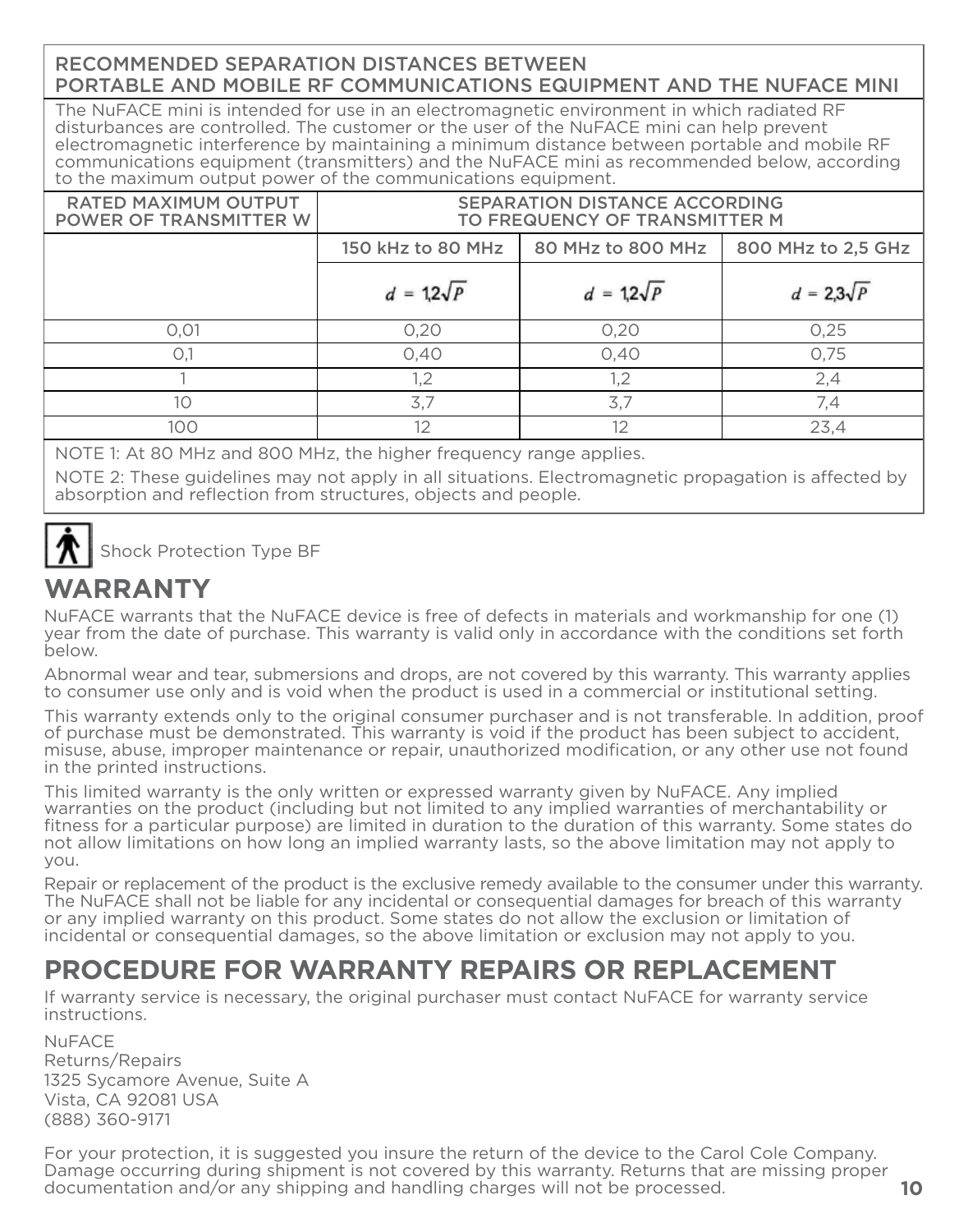| RECOMMENDED SEPARATION DISTANCES BETWEEN PORTABLE AND MOBILE RF COMMUNICATIONS EQUIPMENT AND THE NUFACE MINI | | | |
|---|---|---|---|
| The NuFACE mini is intended for use in an electromagnetic environment in which radiated RF disturbances are controlled. The customer or the user of the NuFACE mini can help prevent electromagnetic interference by maintaining a minimum distance between portable and mobile RF communications equipment (transmitters) and the NuFACE mini as recommended below, according to the maximum output power of the communications equipment. | | | |
| RATED MAXIMUM OUTPUT POWER OF TRANSMITTER W | SEPARATION DISTANCE ACCORDING TO FREQUENCY OF TRANSMITTER M | | |
| | 150 kHz to 80 MHz | 80 MHz to 800 MHz | 800 MHz to 2,5 GHz |
| | $d = 1{,}2\sqrt{P}$ | $d = 1{,}2\sqrt{P}$ | $d = 2{,}3\sqrt{P}$ |
| 0,01 | 0,20 | 0,20 | 0,25 |
| 0,1 | 0,40 | 0,40 | 0,75 |
| 1 | 1,2 | 1,2 | 2,4 |
| 10 | 3,7 | 3,7 | 7,4 |
| 100 | 12 | 12 | 23,4 |

NOTE 1: At 80 MHz and 800 MHz, the higher frequency range applies.

NOTE 2: These guidelines may not apply in all situations. Electromagnetic propagation is affected by absorption and reflection from structures, objects and people.

Shock Protection Type BF

## WARRANTY

NuFACE warrants that the NuFACE device is free of defects in materials and workmanship for one (1) year from the date of purchase. This warranty is valid only in accordance with the conditions set forth below.

Abnormal wear and tear, submersions and drops, are not covered by this warranty. This warranty applies to consumer use only and is void when the product is used in a commercial or institutional setting.

This warranty extends only to the original consumer purchaser and is not transferable. In addition, proof of purchase must be demonstrated. This warranty is void if the product has been subject to accident, misuse, abuse, improper maintenance or repair, unauthorized modification, or any other use not found in the printed instructions.

This limited warranty is the only written or expressed warranty given by NuFACE. Any implied warranties on the product (including but not limited to any implied warranties of merchantability or fitness for a particular purpose) are limited in duration to the duration of this warranty. Some states do not allow limitations on how long an implied warranty lasts, so the above limitation may not apply to you.

Repair or replacement of the product is the exclusive remedy available to the consumer under this warranty. The NuFACE shall not be liable for any incidental or consequential damages for breach of this warranty or any implied warranty on this product. Some states do not allow the exclusion or limitation of incidental or consequential damages, so the above limitation or exclusion may not apply to you.

## PROCEDURE FOR WARRANTY REPAIRS OR REPLACEMENT

If warranty service is necessary, the original purchaser must contact NuFACE for warranty service instructions.

NuFACE  
Returns/Repairs  
1325 Sycamore Avenue, Suite A  
Vista, CA 92081 USA  
(888) 360-9171

For your protection, it is suggested you insure the return of the device to the Carol Cole Company. Damage occurring during shipment is not covered by this warranty. Returns that are missing proper documentation and/or any shipping and handling charges will not be processed.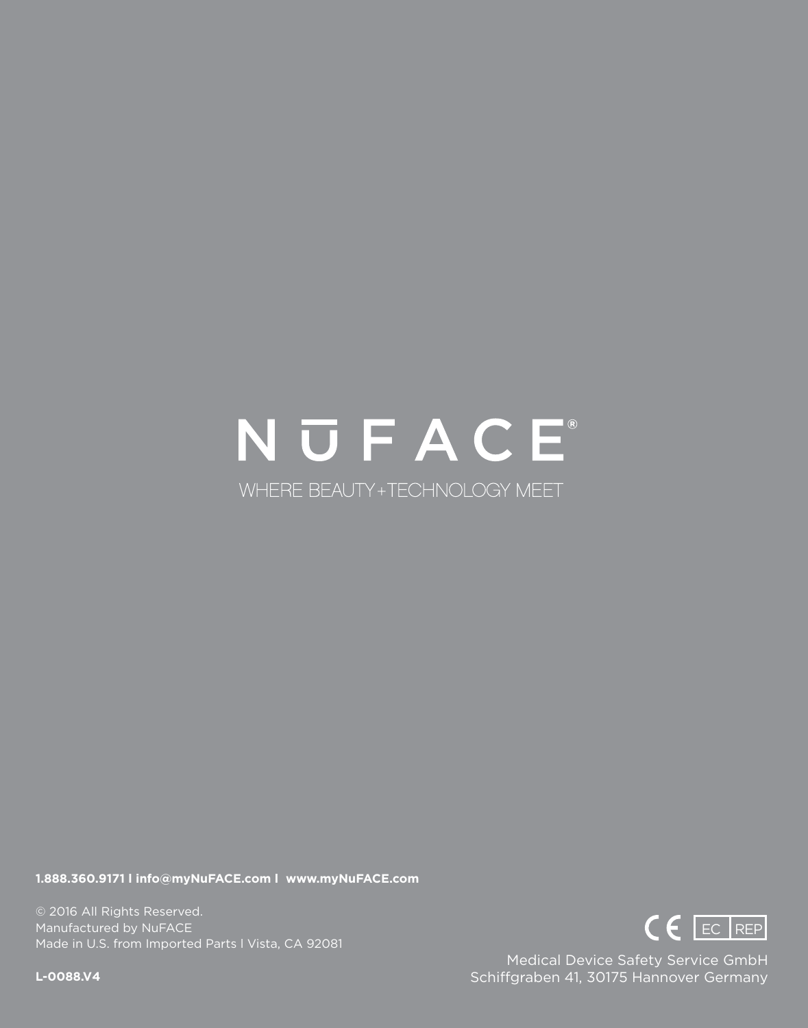NUFACE®

WHERE BEAUTY+TECHNOLOGY MEET

**1.888.360.9171 l info@myNuFACE.com l www.myNuFACE.com**

© 2016 All Rights Reserved.
Manufactured by NuFACE
Made in U.S. from Imported Parts l Vista, CA 92081

**L-0088.V4**

CE | EC | REP

Medical Device Safety Service GmbH
Schiffgraben 41, 30175 Hannover Germany